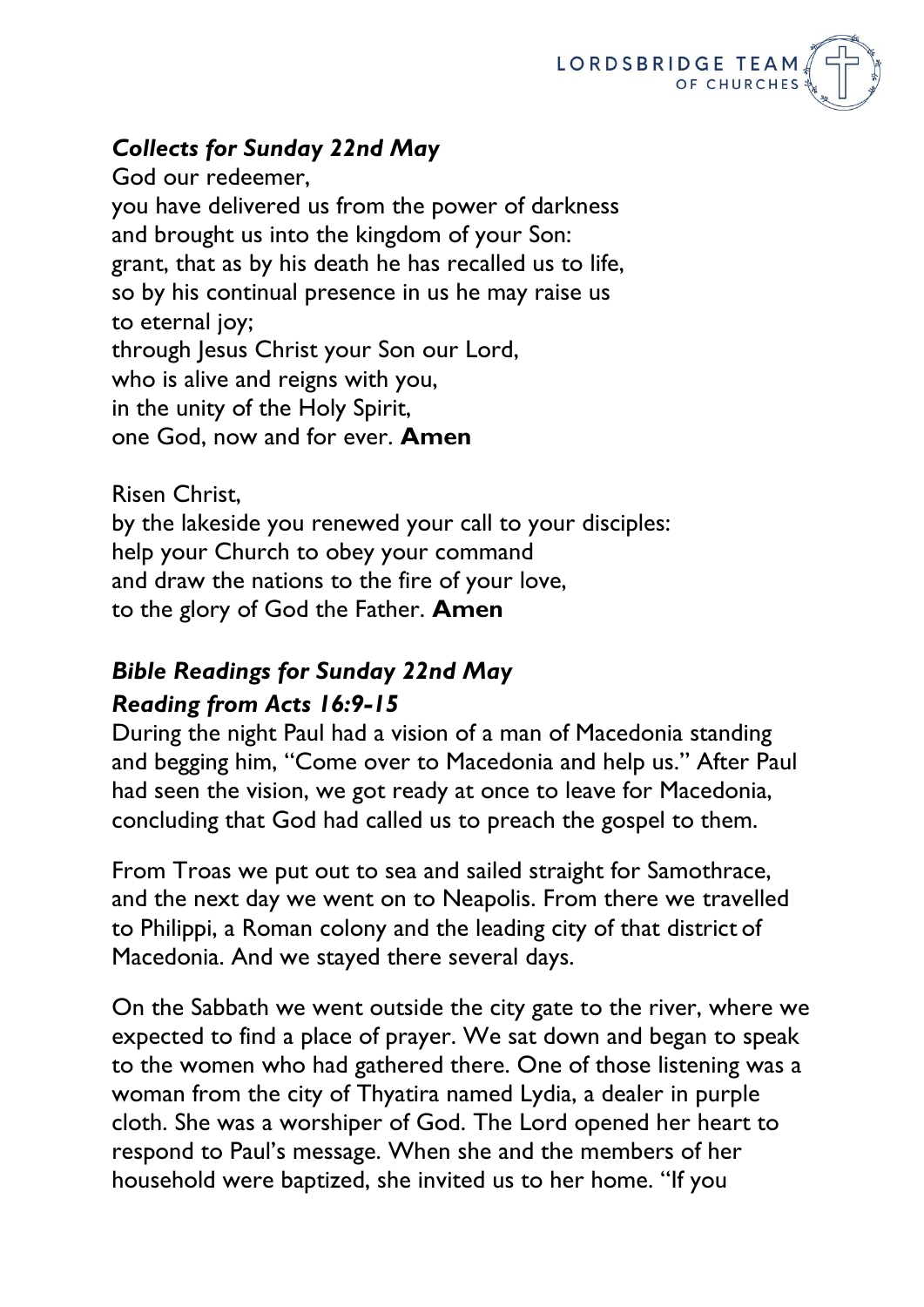### *Collects for Sunday 22nd May*

God our redeemer,
you have delivered us from the power of darkness
and brought us into the kingdom of your Son:
grant, that as by his death he has recalled us to life,
so by his continual presence in us he may raise us
to eternal joy;
through Jesus Christ your Son our Lord,
who is alive and reigns with you,
in the unity of the Holy Spirit,
one God, now and for ever. **Amen**

Risen Christ,
by the lakeside you renewed your call to your disciples:
help your Church to obey your command
and draw the nations to the fire of your love,
to the glory of God the Father. **Amen**

### *Bible Readings for Sunday 22nd May*

### *Reading from Acts 16:9-15*

During the night Paul had a vision of a man of Macedonia standing and begging him, "Come over to Macedonia and help us." After Paul had seen the vision, we got ready at once to leave for Macedonia, concluding that God had called us to preach the gospel to them.

From Troas we put out to sea and sailed straight for Samothrace, and the next day we went on to Neapolis. From there we travelled to Philippi, a Roman colony and the leading city of that district of Macedonia. And we stayed there several days.

On the Sabbath we went outside the city gate to the river, where we expected to find a place of prayer. We sat down and began to speak to the women who had gathered there. One of those listening was a woman from the city of Thyatira named Lydia, a dealer in purple cloth. She was a worshiper of God. The Lord opened her heart to respond to Paul's message. When she and the members of her household were baptized, she invited us to her home. "If you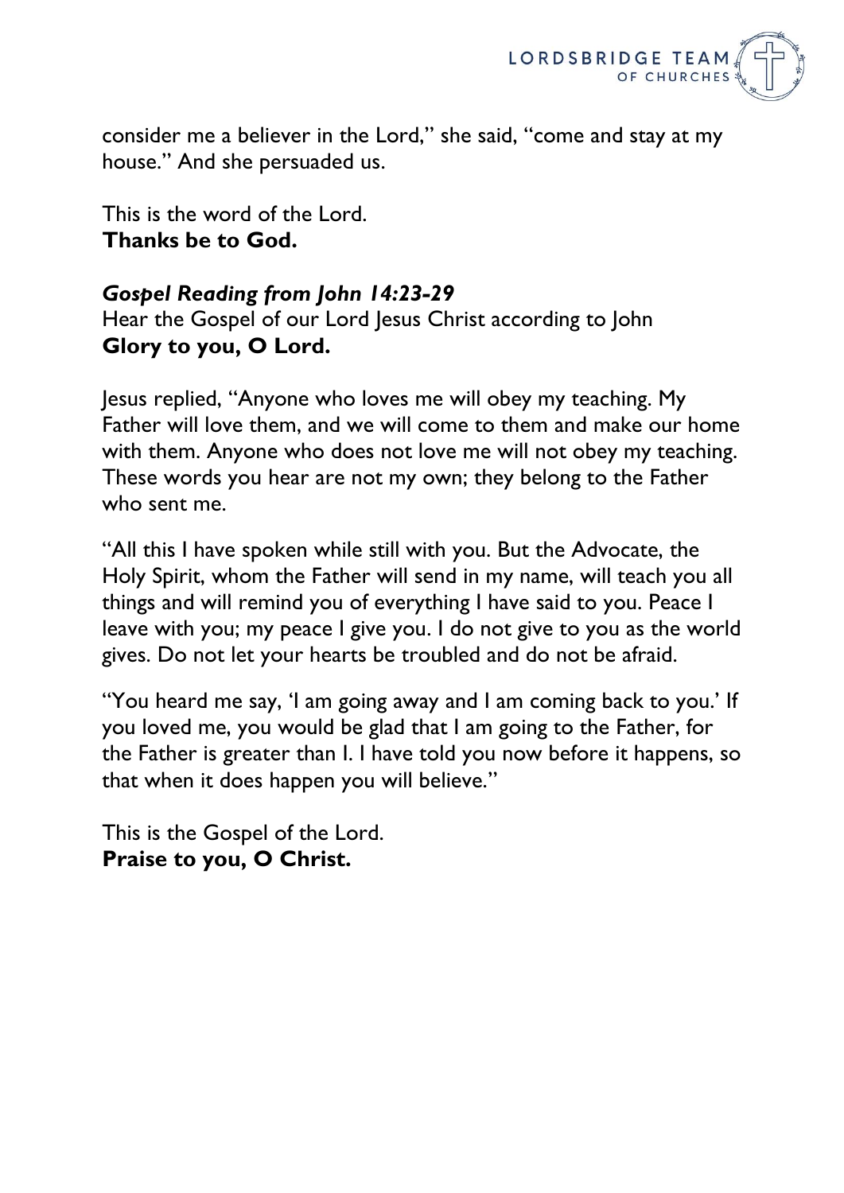consider me a believer in the Lord," she said, "come and stay at my house." And she persuaded us.

This is the word of the Lord.
**Thanks be to God.**

***Gospel Reading from John 14:23-29***
Hear the Gospel of our Lord Jesus Christ according to John
**Glory to you, O Lord.**

Jesus replied, "Anyone who loves me will obey my teaching. My Father will love them, and we will come to them and make our home with them. Anyone who does not love me will not obey my teaching. These words you hear are not my own; they belong to the Father who sent me.

"All this I have spoken while still with you. But the Advocate, the Holy Spirit, whom the Father will send in my name, will teach you all things and will remind you of everything I have said to you. Peace I leave with you; my peace I give you. I do not give to you as the world gives. Do not let your hearts be troubled and do not be afraid.

"You heard me say, 'I am going away and I am coming back to you.' If you loved me, you would be glad that I am going to the Father, for the Father is greater than I. I have told you now before it happens, so that when it does happen you will believe."

This is the Gospel of the Lord.
**Praise to you, O Christ.**